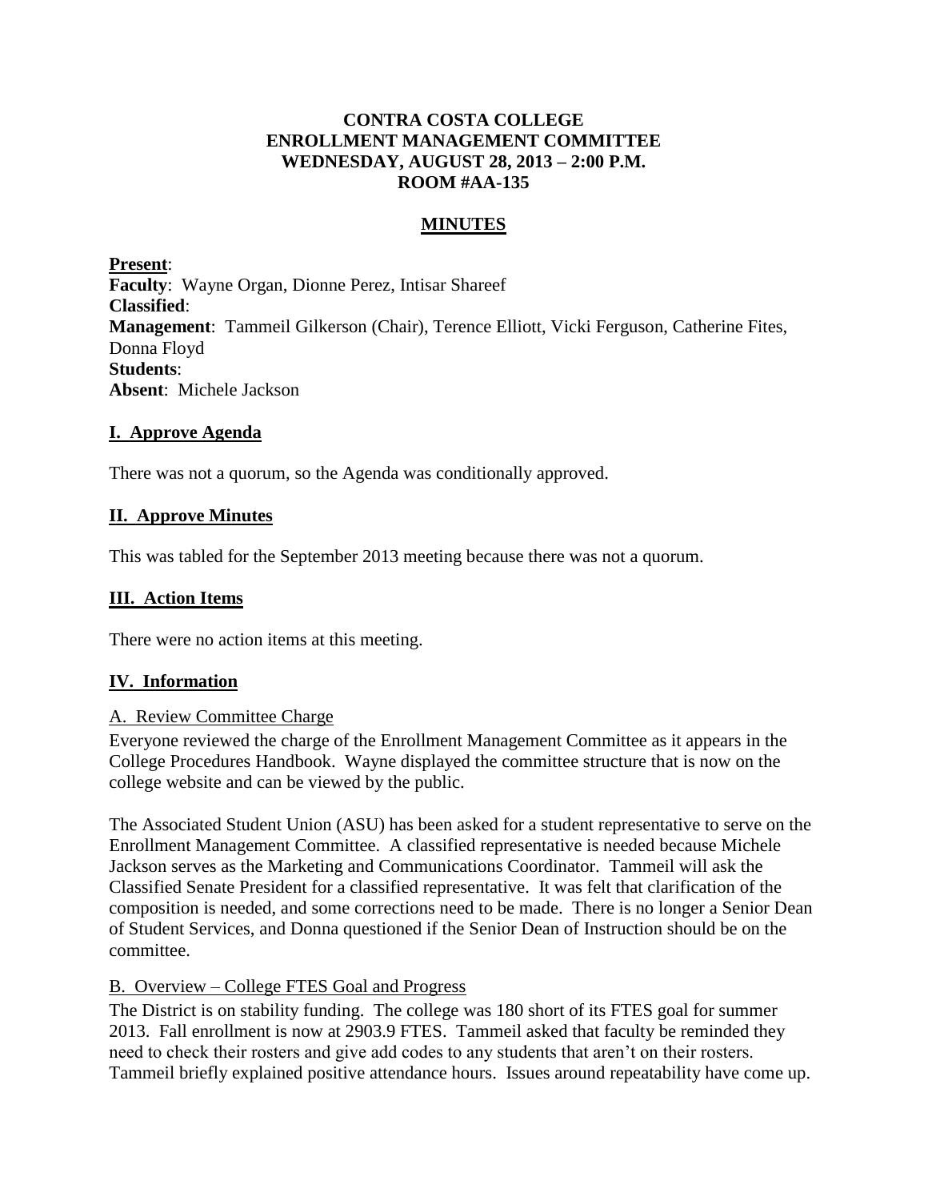# CONTRA COSTA COLLEGE
# ENROLLMENT MANAGEMENT COMMITTEE
# WEDNESDAY, AUGUST 28, 2013 – 2:00 P.M.
# ROOM #AA-135

## MINUTES

**Present**:
**Faculty**: Wayne Organ, Dionne Perez, Intisar Shareef
**Classified**:
**Management**: Tammeil Gilkerson (Chair), Terence Elliott, Vicki Ferguson, Catherine Fites, Donna Floyd
**Students**:
**Absent**: Michele Jackson

## I. Approve Agenda

There was not a quorum, so the Agenda was conditionally approved.

## II. Approve Minutes

This was tabled for the September 2013 meeting because there was not a quorum.

## III. Action Items

There were no action items at this meeting.

## IV. Information

### A. Review Committee Charge

Everyone reviewed the charge of the Enrollment Management Committee as it appears in the College Procedures Handbook. Wayne displayed the committee structure that is now on the college website and can be viewed by the public.

The Associated Student Union (ASU) has been asked for a student representative to serve on the Enrollment Management Committee. A classified representative is needed because Michele Jackson serves as the Marketing and Communications Coordinator. Tammeil will ask the Classified Senate President for a classified representative. It was felt that clarification of the composition is needed, and some corrections need to be made. There is no longer a Senior Dean of Student Services, and Donna questioned if the Senior Dean of Instruction should be on the committee.

### B. Overview – College FTES Goal and Progress

The District is on stability funding. The college was 180 short of its FTES goal for summer 2013. Fall enrollment is now at 2903.9 FTES. Tammeil asked that faculty be reminded they need to check their rosters and give add codes to any students that aren't on their rosters. Tammeil briefly explained positive attendance hours. Issues around repeatability have come up.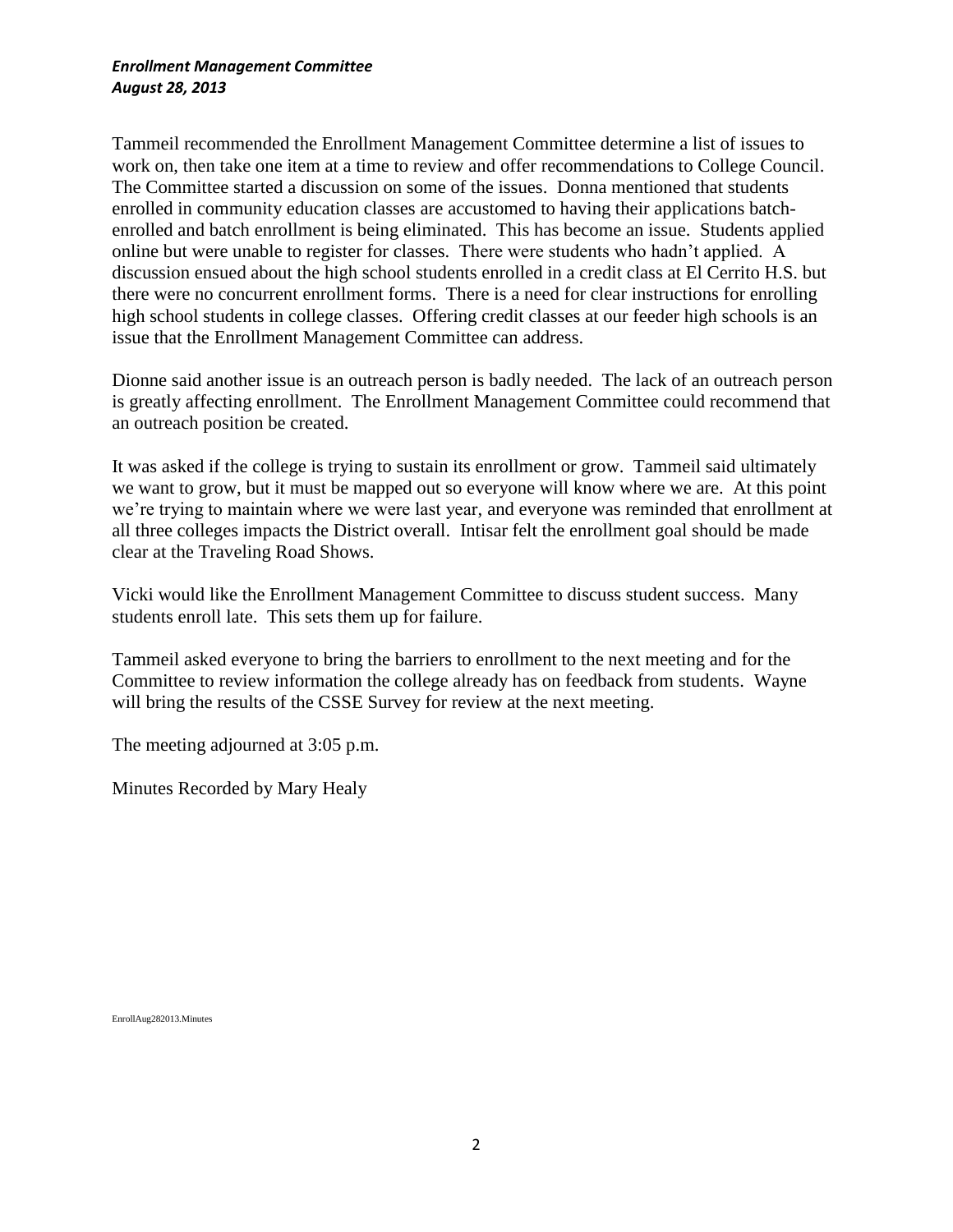Tammeil recommended the Enrollment Management Committee determine a list of issues to work on, then take one item at a time to review and offer recommendations to College Council. The Committee started a discussion on some of the issues. Donna mentioned that students enrolled in community education classes are accustomed to having their applications batch-enrolled and batch enrollment is being eliminated. This has become an issue. Students applied online but were unable to register for classes. There were students who hadn't applied. A discussion ensued about the high school students enrolled in a credit class at El Cerrito H.S. but there were no concurrent enrollment forms. There is a need for clear instructions for enrolling high school students in college classes. Offering credit classes at our feeder high schools is an issue that the Enrollment Management Committee can address.

Dionne said another issue is an outreach person is badly needed. The lack of an outreach person is greatly affecting enrollment. The Enrollment Management Committee could recommend that an outreach position be created.

It was asked if the college is trying to sustain its enrollment or grow. Tammeil said ultimately we want to grow, but it must be mapped out so everyone will know where we are. At this point we're trying to maintain where we were last year, and everyone was reminded that enrollment at all three colleges impacts the District overall. Intisar felt the enrollment goal should be made clear at the Traveling Road Shows.

Vicki would like the Enrollment Management Committee to discuss student success. Many students enroll late. This sets them up for failure.

Tammeil asked everyone to bring the barriers to enrollment to the next meeting and for the Committee to review information the college already has on feedback from students. Wayne will bring the results of the CSSE Survey for review at the next meeting.

The meeting adjourned at 3:05 p.m.

Minutes Recorded by Mary Healy

EnrollAug282013.Minutes